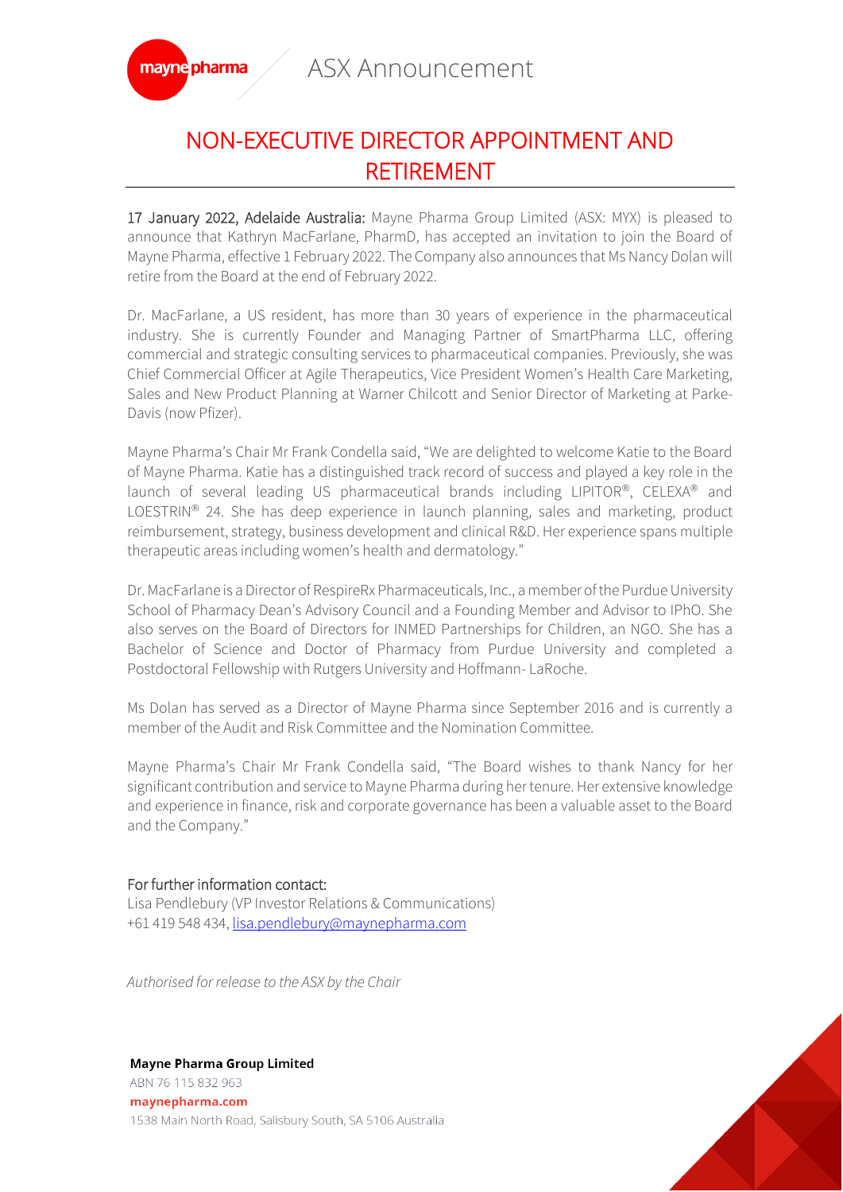ASX Announcement

# NON-EXECUTIVE DIRECTOR APPOINTMENT AND RETIREMENT

**17 January 2022, Adelaide Australia:** Mayne Pharma Group Limited (ASX: MYX) is pleased to announce that Kathryn MacFarlane, PharmD, has accepted an invitation to join the Board of Mayne Pharma, effective 1 February 2022. The Company also announces that Ms Nancy Dolan will retire from the Board at the end of February 2022.

Dr. MacFarlane, a US resident, has more than 30 years of experience in the pharmaceutical industry. She is currently Founder and Managing Partner of SmartPharma LLC, offering commercial and strategic consulting services to pharmaceutical companies. Previously, she was Chief Commercial Officer at Agile Therapeutics, Vice President Women's Health Care Marketing, Sales and New Product Planning at Warner Chilcott and Senior Director of Marketing at Parke-Davis (now Pfizer).

Mayne Pharma's Chair Mr Frank Condella said, "We are delighted to welcome Katie to the Board of Mayne Pharma. Katie has a distinguished track record of success and played a key role in the launch of several leading US pharmaceutical brands including LIPITOR®, CELEXA® and LOESTRIN® 24. She has deep experience in launch planning, sales and marketing, product reimbursement, strategy, business development and clinical R&D. Her experience spans multiple therapeutic areas including women's health and dermatology."

Dr. MacFarlane is a Director of RespireRx Pharmaceuticals, Inc., a member of the Purdue University School of Pharmacy Dean's Advisory Council and a Founding Member and Advisor to IPhO. She also serves on the Board of Directors for INMED Partnerships for Children, an NGO. She has a Bachelor of Science and Doctor of Pharmacy from Purdue University and completed a Postdoctoral Fellowship with Rutgers University and Hoffmann- LaRoche.

Ms Dolan has served as a Director of Mayne Pharma since September 2016 and is currently a member of the Audit and Risk Committee and the Nomination Committee.

Mayne Pharma's Chair Mr Frank Condella said, "The Board wishes to thank Nancy for her significant contribution and service to Mayne Pharma during her tenure. Her extensive knowledge and experience in finance, risk and corporate governance has been a valuable asset to the Board and the Company."

For further information contact:
Lisa Pendlebury (VP Investor Relations & Communications)
+61 419 548 434, lisa.pendlebury@maynepharma.com

*Authorised for release to the ASX by the Chair*

**Mayne Pharma Group Limited**
ABN 76 115 832 963
maynepharma.com
1538 Main North Road, Salisbury South, SA 5106 Australia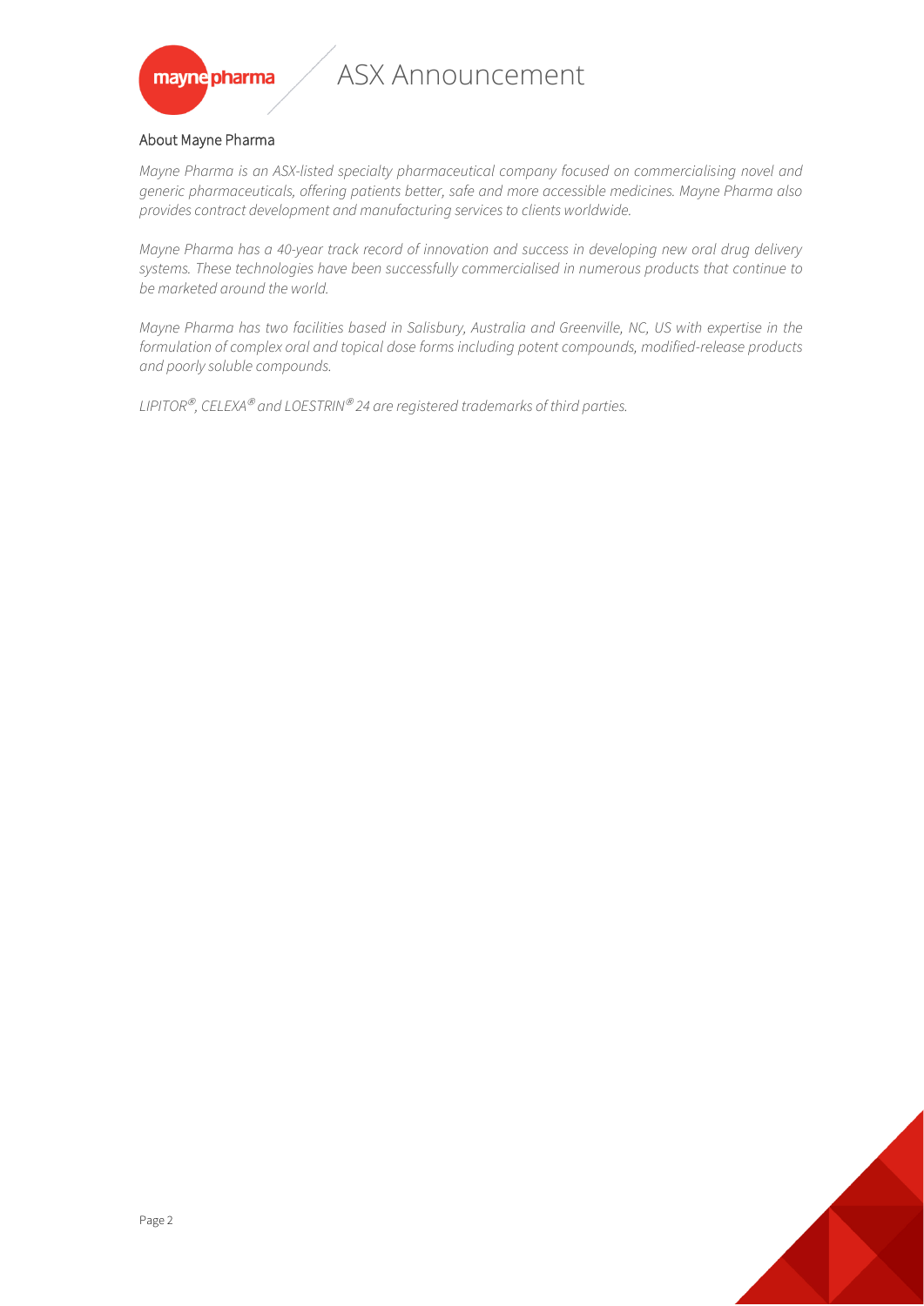## About Mayne Pharma

*Mayne Pharma is an ASX-listed specialty pharmaceutical company focused on commercialising novel and generic pharmaceuticals, offering patients better, safe and more accessible medicines. Mayne Pharma also provides contract development and manufacturing services to clients worldwide.*

*Mayne Pharma has a 40-year track record of innovation and success in developing new oral drug delivery systems. These technologies have been successfully commercialised in numerous products that continue to be marketed around the world.*

*Mayne Pharma has two facilities based in Salisbury, Australia and Greenville, NC, US with expertise in the formulation of complex oral and topical dose forms including potent compounds, modified-release products and poorly soluble compounds.*

*LIPITOR®, CELEXA® and LOESTRIN® 24 are registered trademarks of third parties.*